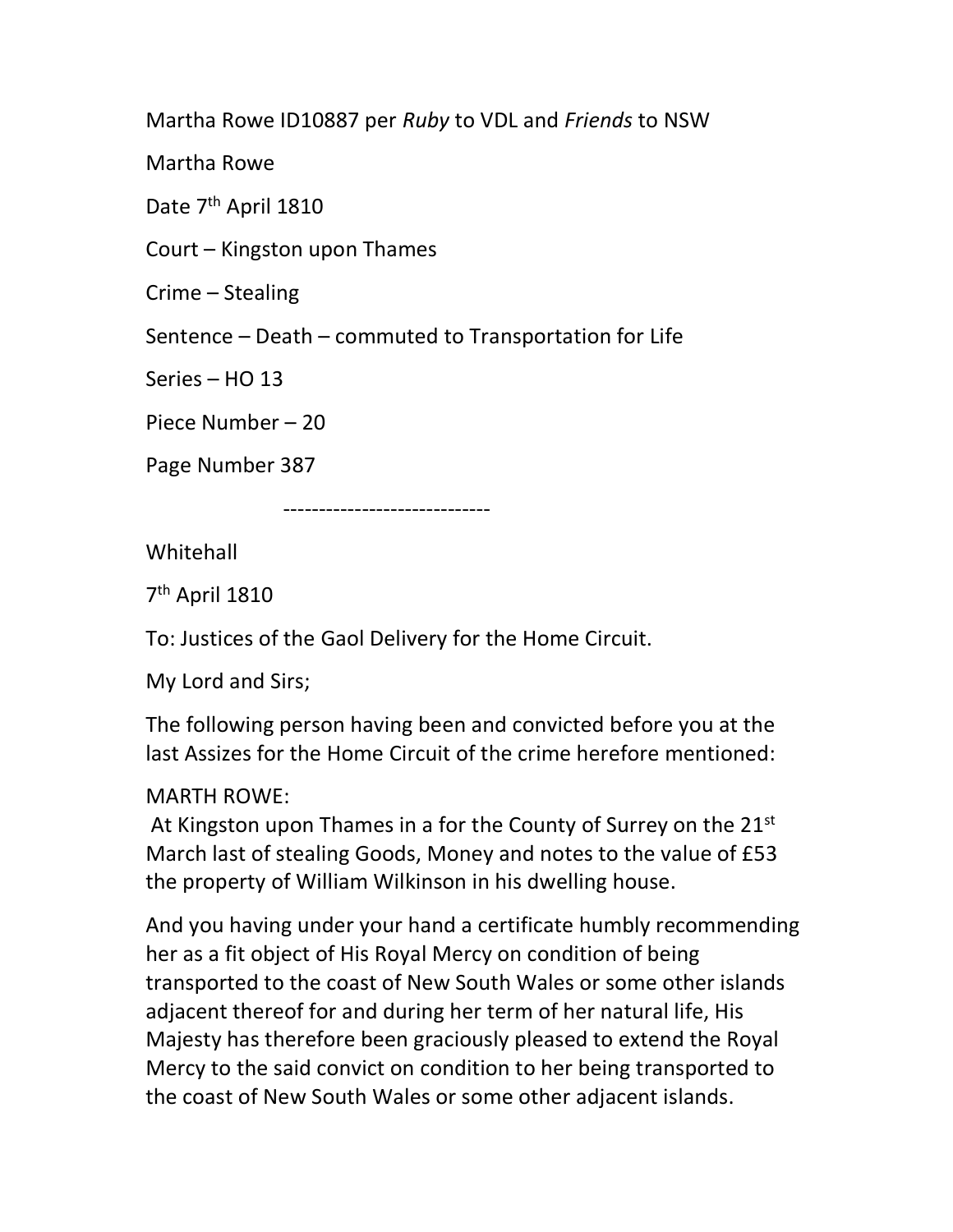Martha Rowe ID10887 per *Ruby* to VDL and *Friends* to NSW

Martha Rowe

Date 7th April 1810

Court – Kingston upon Thames

Crime – Stealing

Sentence – Death – commuted to Transportation for Life

Series – HO 13

Piece Number – 20

Page Number 387

-----------------------------

Whitehall

7th April 1810

To: Justices of the Gaol Delivery for the Home Circuit.

My Lord and Sirs;

The following person having been and convicted before you at the last Assizes for the Home Circuit of the crime herefore mentioned:

MARTH ROWE:
At Kingston upon Thames in a for the County of Surrey on the 21st March last of stealing Goods, Money and notes to the value of £53 the property of William Wilkinson in his dwelling house.

And you having under your hand a certificate humbly recommending her as a fit object of His Royal Mercy on condition of being transported to the coast of New South Wales or some other islands adjacent thereof for and during her term of her natural life, His Majesty has therefore been graciously pleased to extend the Royal Mercy to the said convict on condition to her being transported to the coast of New South Wales or some other adjacent islands.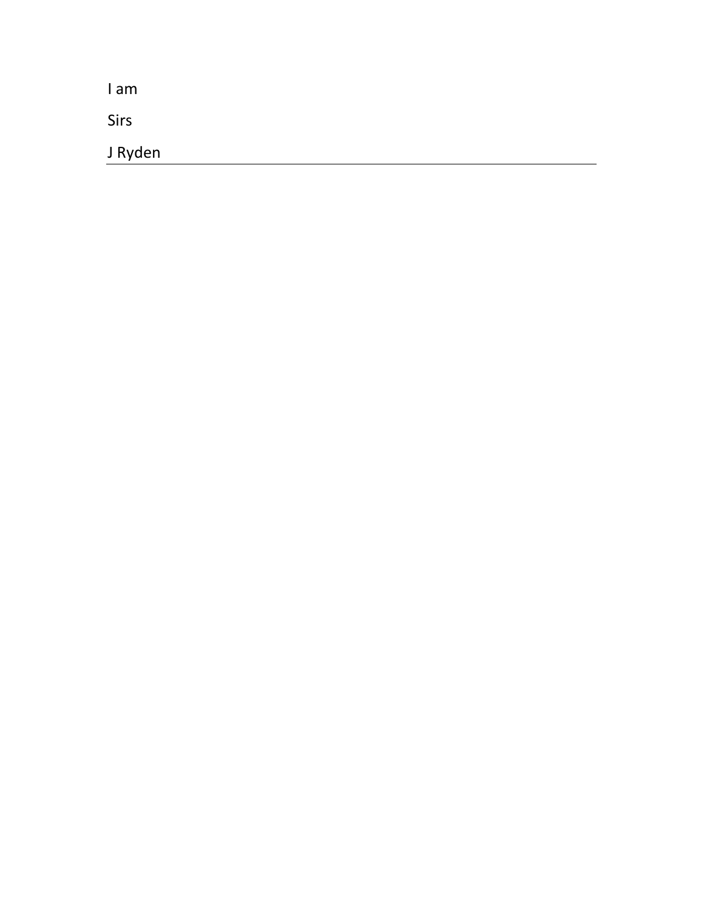I am

Sirs

J Ryden

---